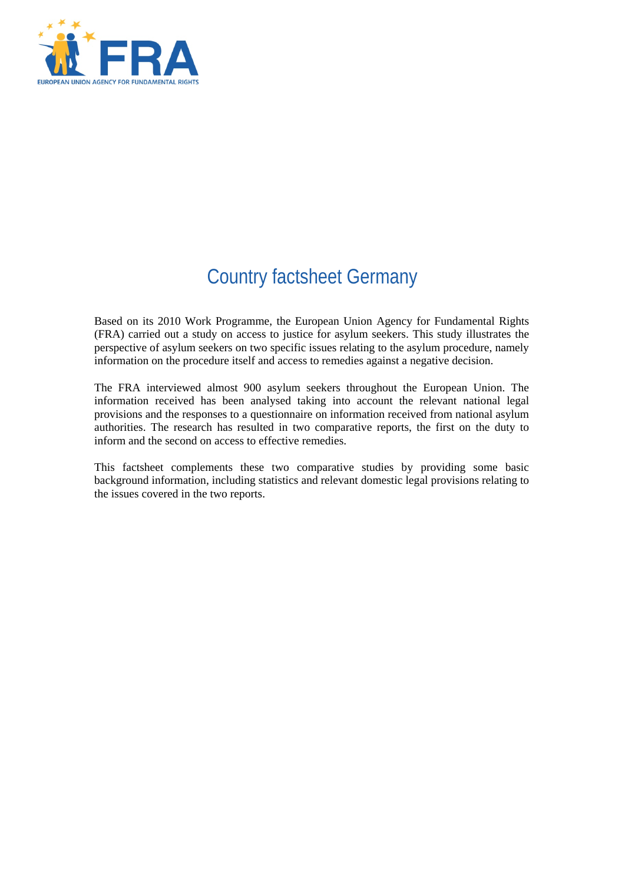# Country factsheet Germany

Based on its 2010 Work Programme, the European Union Agency for Fundamental Rights (FRA) carried out a study on access to justice for asylum seekers. This study illustrates the perspective of asylum seekers on two specific issues relating to the asylum procedure, namely information on the procedure itself and access to remedies against a negative decision.

The FRA interviewed almost 900 asylum seekers throughout the European Union. The information received has been analysed taking into account the relevant national legal provisions and the responses to a questionnaire on information received from national asylum authorities. The research has resulted in two comparative reports, the first on the duty to inform and the second on access to effective remedies.

This factsheet complements these two comparative studies by providing some basic background information, including statistics and relevant domestic legal provisions relating to the issues covered in the two reports.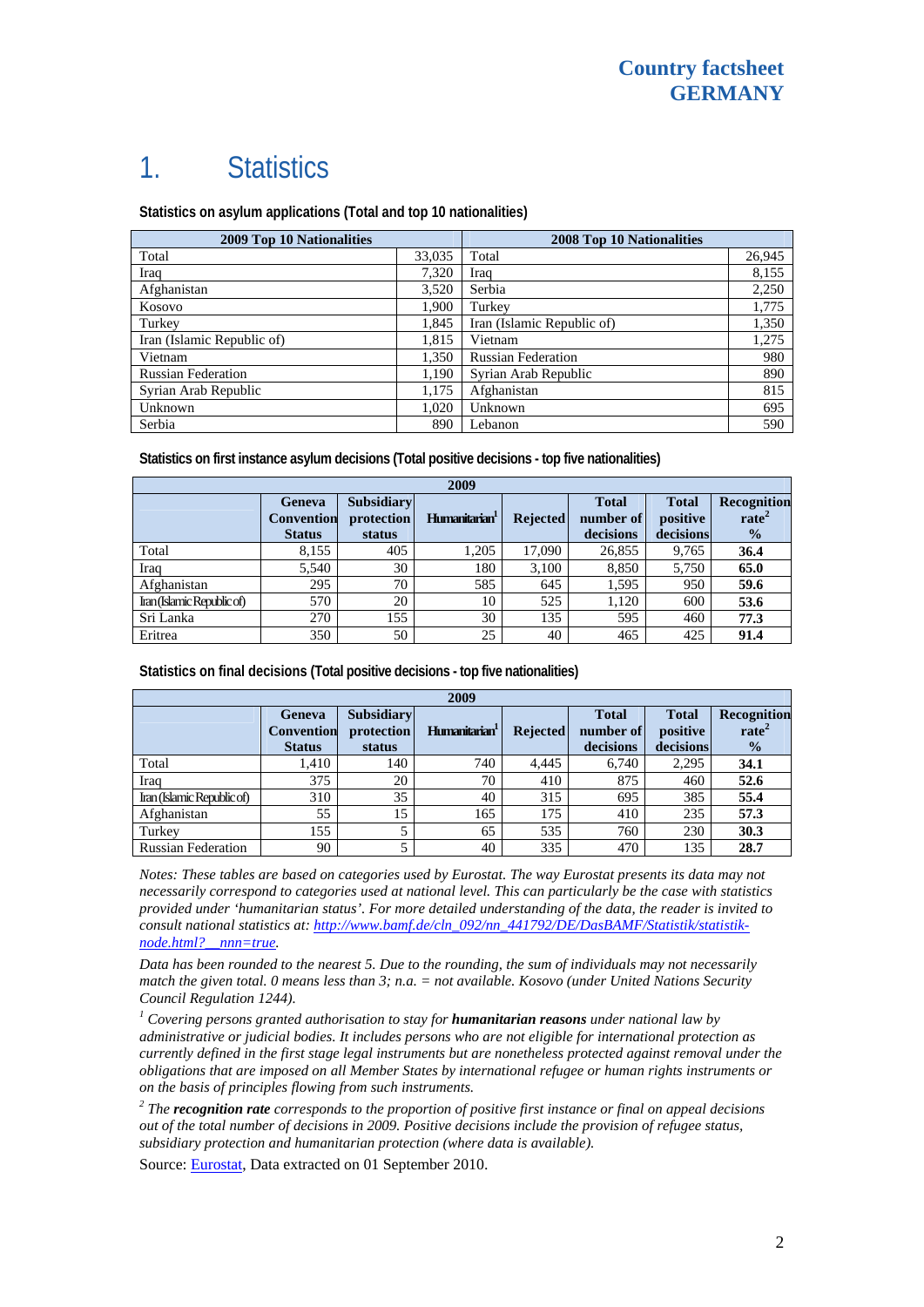# 1. Statistics

**Statistics on asylum applications (Total and top 10 nationalities)**

| 2009 Top 10 Nationalities | | 2008 Top 10 Nationalities | |
|---|---|---|---|
| Total | 33,035 | Total | 26,945 |
| Iraq | 7,320 | Iraq | 8,155 |
| Afghanistan | 3,520 | Serbia | 2,250 |
| Kosovo | 1,900 | Turkey | 1,775 |
| Turkey | 1,845 | Iran (Islamic Republic of) | 1,350 |
| Iran (Islamic Republic of) | 1,815 | Vietnam | 1,275 |
| Vietnam | 1,350 | Russian Federation | 980 |
| Russian Federation | 1,190 | Syrian Arab Republic | 890 |
| Syrian Arab Republic | 1,175 | Afghanistan | 815 |
| Unknown | 1,020 | Unknown | 695 |
| Serbia | 890 | Lebanon | 590 |

**Statistics on first instance asylum decisions (Total positive decisions - top five nationalities)**

| 2009 | | | | | | | |
|---|---|---|---|---|---|---|---|
| | Geneva Convention Status | Subsidiary protection status | Humanitarian[1] | Rejected | Total number of decisions | Total positive decisions | Recognition rate[2] % |
| Total | 8,155 | 405 | 1,205 | 17,090 | 26,855 | 9,765 | **36.4** |
| Iraq | 5,540 | 30 | 180 | 3,100 | 8,850 | 5,750 | **65.0** |
| Afghanistan | 295 | 70 | 585 | 645 | 1,595 | 950 | **59.6** |
| Iran (Islamic Republic of) | 570 | 20 | 10 | 525 | 1,120 | 600 | **53.6** |
| Sri Lanka | 270 | 155 | 30 | 135 | 595 | 460 | **77.3** |
| Eritrea | 350 | 50 | 25 | 40 | 465 | 425 | **91.4** |

**Statistics on final decisions (Total positive decisions - top five nationalities)**

| 2009 | | | | | | | |
|---|---|---|---|---|---|---|---|
| | Geneva Convention Status | Subsidiary protection status | Humanitarian[1] | Rejected | Total number of decisions | Total positive decisions | Recognition rate[2] % |
| Total | 1,410 | 140 | 740 | 4,445 | 6,740 | 2,295 | **34.1** |
| Iraq | 375 | 20 | 70 | 410 | 875 | 460 | **52.6** |
| Iran (Islamic Republic of) | 310 | 35 | 40 | 315 | 695 | 385 | **55.4** |
| Afghanistan | 55 | 15 | 165 | 175 | 410 | 235 | **57.3** |
| Turkey | 155 | 5 | 65 | 535 | 760 | 230 | **30.3** |
| Russian Federation | 90 | 5 | 40 | 335 | 470 | 135 | **28.7** |

*Notes: These tables are based on categories used by Eurostat. The way Eurostat presents its data may not necessarily correspond to categories used at national level. This can particularly be the case with statistics provided under 'humanitarian status'. For more detailed understanding of the data, the reader is invited to consult national statistics at: http://www.bamf.de/cln_092/nn_441792/DE/DasBAMF/Statistik/statistik-node.html?__nnn=true.*

*Data has been rounded to the nearest 5. Due to the rounding, the sum of individuals may not necessarily match the given total. 0 means less than 3; n.a. = not available. Kosovo (under United Nations Security Council Regulation 1244).*

[1] *Covering persons granted authorisation to stay for* ***humanitarian reasons*** *under national law by administrative or judicial bodies. It includes persons who are not eligible for international protection as currently defined in the first stage legal instruments but are nonetheless protected against removal under the obligations that are imposed on all Member States by international refugee or human rights instruments or on the basis of principles flowing from such instruments.*

[2] *The* ***recognition rate*** *corresponds to the proportion of positive first instance or final on appeal decisions out of the total number of decisions in 2009. Positive decisions include the provision of refugee status, subsidiary protection and humanitarian protection (where data is available).*

Source: Eurostat, Data extracted on 01 September 2010.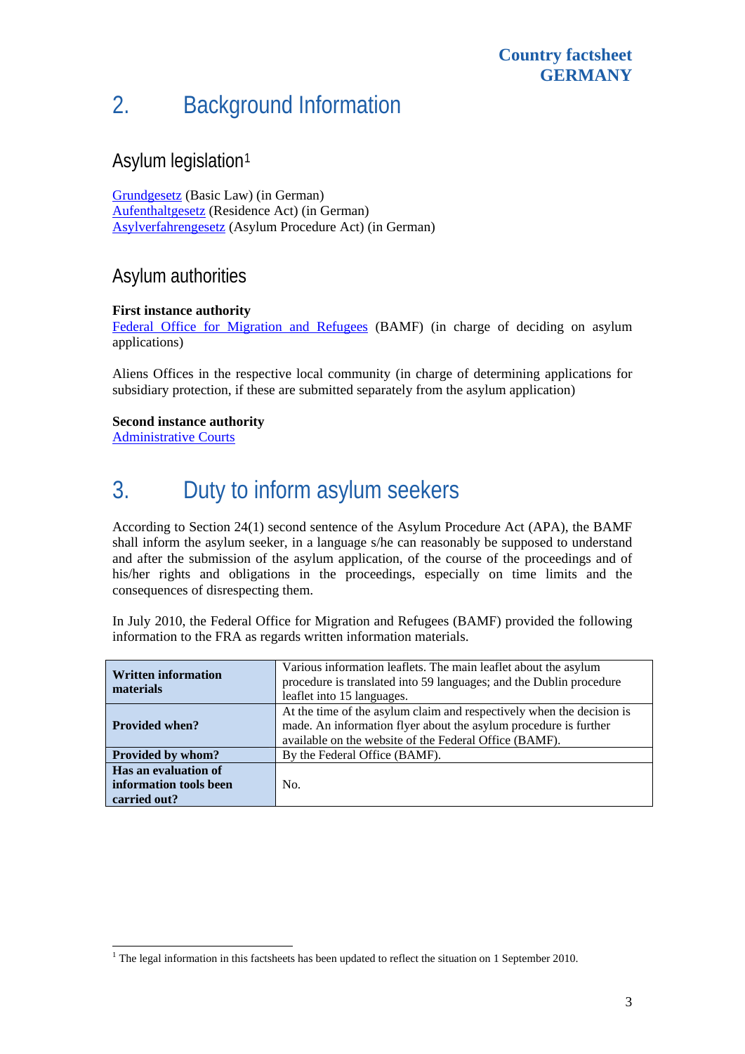## 2. Background Information

### Asylum legislation[1]

Grundgesetz (Basic Law) (in German)
Aufenthaltgesetz (Residence Act) (in German)
Asylverfahrengesetz (Asylum Procedure Act) (in German)

### Asylum authorities

**First instance authority**
Federal Office for Migration and Refugees (BAMF) (in charge of deciding on asylum applications)

Aliens Offices in the respective local community (in charge of determining applications for subsidiary protection, if these are submitted separately from the asylum application)

**Second instance authority**
Administrative Courts

## 3. Duty to inform asylum seekers

According to Section 24(1) second sentence of the Asylum Procedure Act (APA), the BAMF shall inform the asylum seeker, in a language s/he can reasonably be supposed to understand and after the submission of the asylum application, of the course of the proceedings and of his/her rights and obligations in the proceedings, especially on time limits and the consequences of disrespecting them.

In July 2010, the Federal Office for Migration and Refugees (BAMF) provided the following information to the FRA as regards written information materials.

| | |
|---|---|
| **Written information materials** | Various information leaflets. The main leaflet about the asylum procedure is translated into 59 languages; and the Dublin procedure leaflet into 15 languages. |
| **Provided when?** | At the time of the asylum claim and respectively when the decision is made. An information flyer about the asylum procedure is further available on the website of the Federal Office (BAMF). |
| **Provided by whom?** | By the Federal Office (BAMF). |
| **Has an evaluation of information tools been carried out?** | No. |

[1] The legal information in this factsheets has been updated to reflect the situation on 1 September 2010.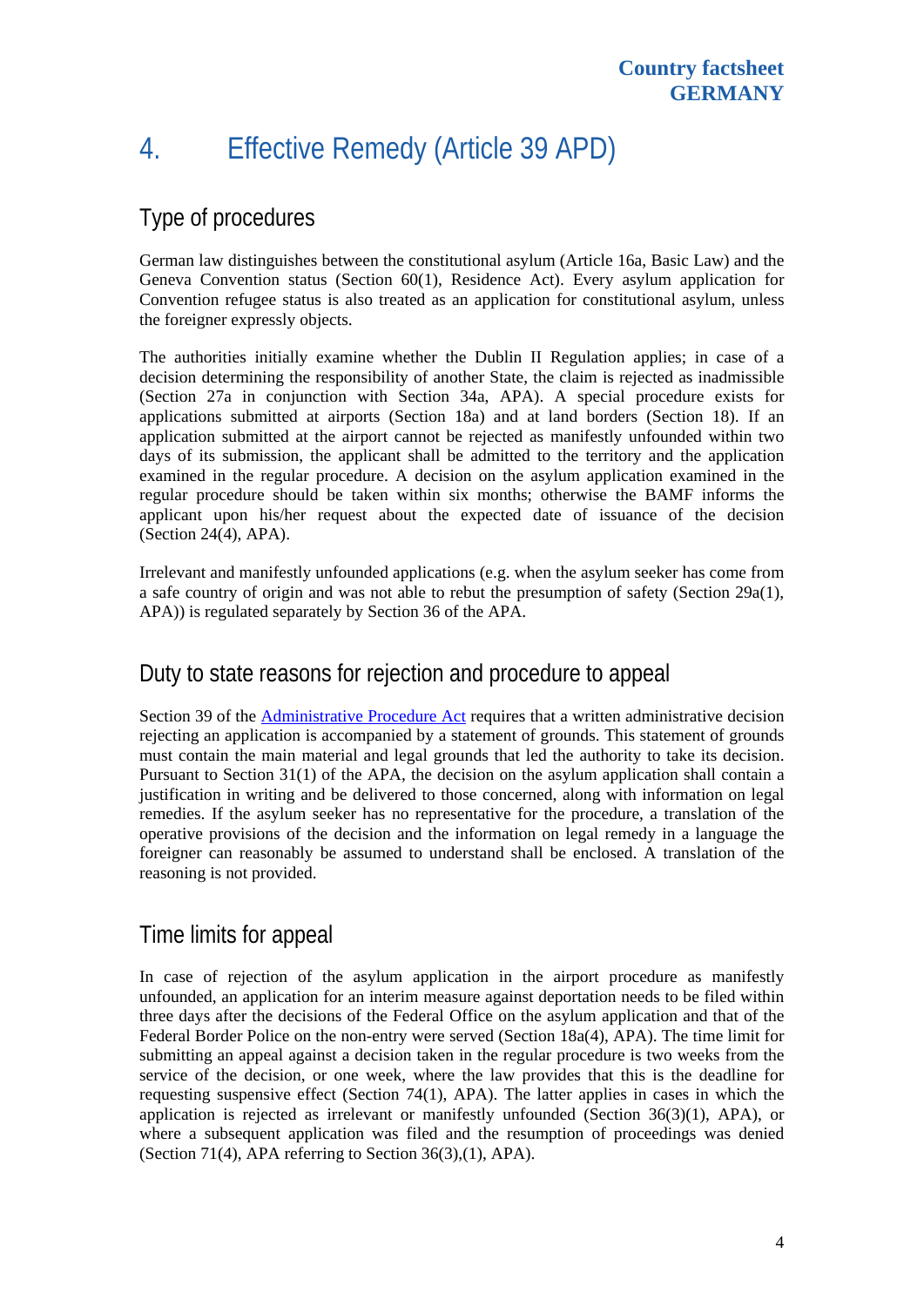# 4. Effective Remedy (Article 39 APD)

## Type of procedures

German law distinguishes between the constitutional asylum (Article 16a, Basic Law) and the Geneva Convention status (Section 60(1), Residence Act). Every asylum application for Convention refugee status is also treated as an application for constitutional asylum, unless the foreigner expressly objects.

The authorities initially examine whether the Dublin II Regulation applies; in case of a decision determining the responsibility of another State, the claim is rejected as inadmissible (Section 27a in conjunction with Section 34a, APA). A special procedure exists for applications submitted at airports (Section 18a) and at land borders (Section 18). If an application submitted at the airport cannot be rejected as manifestly unfounded within two days of its submission, the applicant shall be admitted to the territory and the application examined in the regular procedure. A decision on the asylum application examined in the regular procedure should be taken within six months; otherwise the BAMF informs the applicant upon his/her request about the expected date of issuance of the decision (Section 24(4), APA).

Irrelevant and manifestly unfounded applications (e.g. when the asylum seeker has come from a safe country of origin and was not able to rebut the presumption of safety (Section 29a(1), APA)) is regulated separately by Section 36 of the APA.

## Duty to state reasons for rejection and procedure to appeal

Section 39 of the [Administrative Procedure Act] requires that a written administrative decision rejecting an application is accompanied by a statement of grounds. This statement of grounds must contain the main material and legal grounds that led the authority to take its decision. Pursuant to Section 31(1) of the APA, the decision on the asylum application shall contain a justification in writing and be delivered to those concerned, along with information on legal remedies. If the asylum seeker has no representative for the procedure, a translation of the operative provisions of the decision and the information on legal remedy in a language the foreigner can reasonably be assumed to understand shall be enclosed. A translation of the reasoning is not provided.

## Time limits for appeal

In case of rejection of the asylum application in the airport procedure as manifestly unfounded, an application for an interim measure against deportation needs to be filed within three days after the decisions of the Federal Office on the asylum application and that of the Federal Border Police on the non-entry were served (Section 18a(4), APA). The time limit for submitting an appeal against a decision taken in the regular procedure is two weeks from the service of the decision, or one week, where the law provides that this is the deadline for requesting suspensive effect (Section 74(1), APA). The latter applies in cases in which the application is rejected as irrelevant or manifestly unfounded (Section 36(3)(1), APA), or where a subsequent application was filed and the resumption of proceedings was denied (Section 71(4), APA referring to Section 36(3),(1), APA).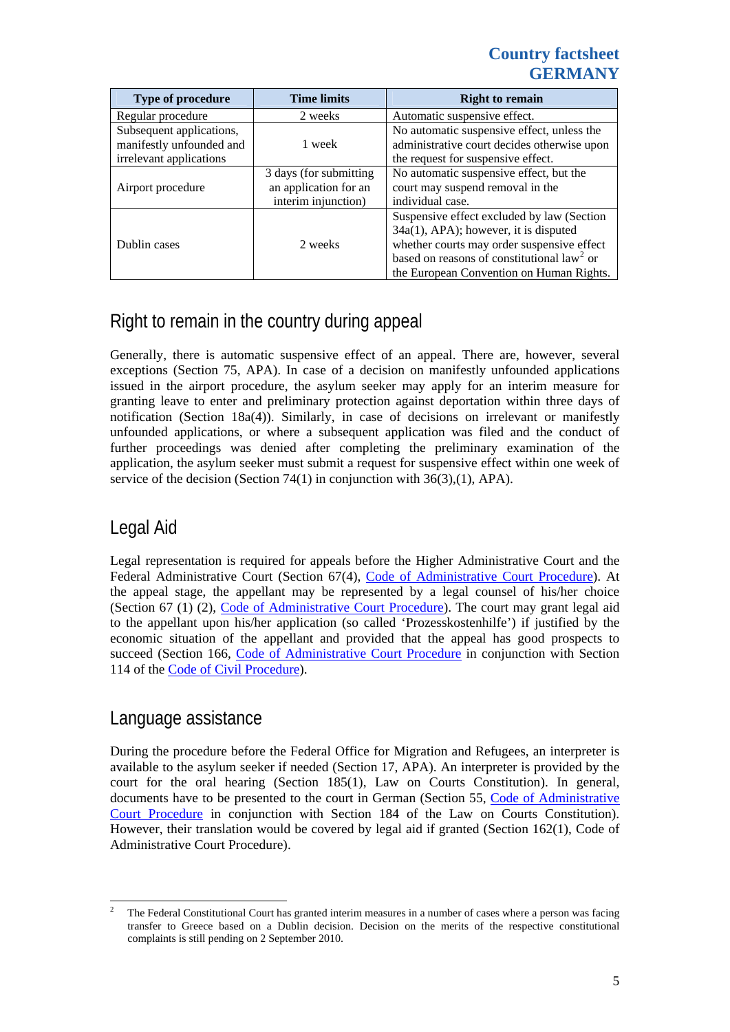| Type of procedure | Time limits | Right to remain |
| --- | --- | --- |
| Regular procedure | 2 weeks | Automatic suspensive effect. |
| Subsequent applications, manifestly unfounded and irrelevant applications | 1 week | No automatic suspensive effect, unless the administrative court decides otherwise upon the request for suspensive effect. |
| Airport procedure | 3 days (for submitting an application for an interim injunction) | No automatic suspensive effect, but the court may suspend removal in the individual case. |
| Dublin cases | 2 weeks | Suspensive effect excluded by law (Section 34a(1), APA); however, it is disputed whether courts may order suspensive effect based on reasons of constitutional law[2] or the European Convention on Human Rights. |

## Right to remain in the country during appeal

Generally, there is automatic suspensive effect of an appeal. There are, however, several exceptions (Section 75, APA). In case of a decision on manifestly unfounded applications issued in the airport procedure, the asylum seeker may apply for an interim measure for granting leave to enter and preliminary protection against deportation within three days of notification (Section 18a(4)). Similarly, in case of decisions on irrelevant or manifestly unfounded applications, or where a subsequent application was filed and the conduct of further proceedings was denied after completing the preliminary examination of the application, the asylum seeker must submit a request for suspensive effect within one week of service of the decision (Section 74(1) in conjunction with 36(3),(1), APA).

## Legal Aid

Legal representation is required for appeals before the Higher Administrative Court and the Federal Administrative Court (Section 67(4), Code of Administrative Court Procedure). At the appeal stage, the appellant may be represented by a legal counsel of his/her choice (Section 67 (1) (2), Code of Administrative Court Procedure). The court may grant legal aid to the appellant upon his/her application (so called 'Prozesskostenhilfe') if justified by the economic situation of the appellant and provided that the appeal has good prospects to succeed (Section 166, Code of Administrative Court Procedure in conjunction with Section 114 of the Code of Civil Procedure).

## Language assistance

During the procedure before the Federal Office for Migration and Refugees, an interpreter is available to the asylum seeker if needed (Section 17, APA). An interpreter is provided by the court for the oral hearing (Section 185(1), Law on Courts Constitution). In general, documents have to be presented to the court in German (Section 55, Code of Administrative Court Procedure in conjunction with Section 184 of the Law on Courts Constitution). However, their translation would be covered by legal aid if granted (Section 162(1), Code of Administrative Court Procedure).

---

[2] The Federal Constitutional Court has granted interim measures in a number of cases where a person was facing transfer to Greece based on a Dublin decision. Decision on the merits of the respective constitutional complaints is still pending on 2 September 2010.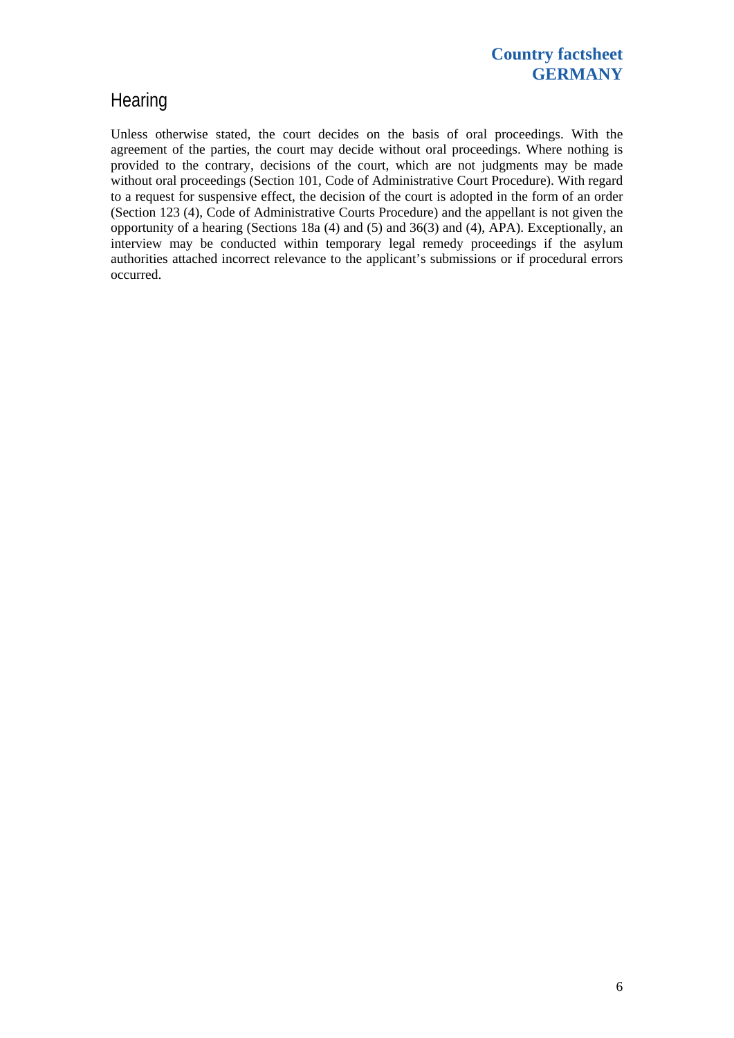## Hearing

Unless otherwise stated, the court decides on the basis of oral proceedings. With the agreement of the parties, the court may decide without oral proceedings. Where nothing is provided to the contrary, decisions of the court, which are not judgments may be made without oral proceedings (Section 101, Code of Administrative Court Procedure). With regard to a request for suspensive effect, the decision of the court is adopted in the form of an order (Section 123 (4), Code of Administrative Courts Procedure) and the appellant is not given the opportunity of a hearing (Sections 18a (4) and (5) and 36(3) and (4), APA). Exceptionally, an interview may be conducted within temporary legal remedy proceedings if the asylum authorities attached incorrect relevance to the applicant's submissions or if procedural errors occurred.